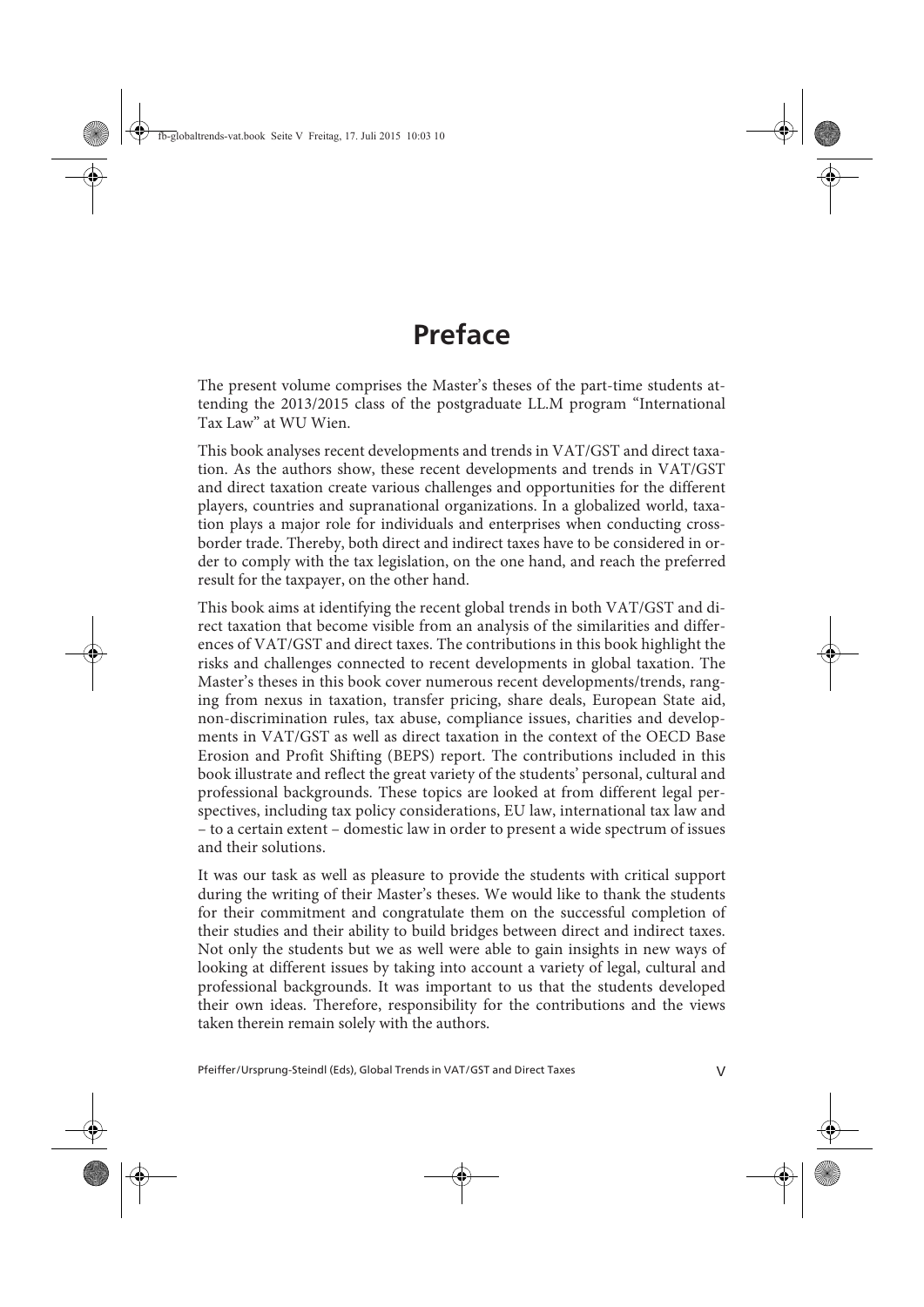# Preface

The present volume comprises the Master's theses of the part-time students attending the 2013/2015 class of the postgraduate LL.M program "International Tax Law" at WU Wien.

This book analyses recent developments and trends in VAT/GST and direct taxation. As the authors show, these recent developments and trends in VAT/GST and direct taxation create various challenges and opportunities for the different players, countries and supranational organizations. In a globalized world, taxation plays a major role for individuals and enterprises when conducting cross-border trade. Thereby, both direct and indirect taxes have to be considered in order to comply with the tax legislation, on the one hand, and reach the preferred result for the taxpayer, on the other hand.

This book aims at identifying the recent global trends in both VAT/GST and direct taxation that become visible from an analysis of the similarities and differences of VAT/GST and direct taxes. The contributions in this book highlight the risks and challenges connected to recent developments in global taxation. The Master's theses in this book cover numerous recent developments/trends, ranging from nexus in taxation, transfer pricing, share deals, European State aid, non-discrimination rules, tax abuse, compliance issues, charities and developments in VAT/GST as well as direct taxation in the context of the OECD Base Erosion and Profit Shifting (BEPS) report. The contributions included in this book illustrate and reflect the great variety of the students' personal, cultural and professional backgrounds. These topics are looked at from different legal perspectives, including tax policy considerations, EU law, international tax law and – to a certain extent – domestic law in order to present a wide spectrum of issues and their solutions.

It was our task as well as pleasure to provide the students with critical support during the writing of their Master's theses. We would like to thank the students for their commitment and congratulate them on the successful completion of their studies and their ability to build bridges between direct and indirect taxes. Not only the students but we as well were able to gain insights in new ways of looking at different issues by taking into account a variety of legal, cultural and professional backgrounds. It was important to us that the students developed their own ideas. Therefore, responsibility for the contributions and the views taken therein remain solely with the authors.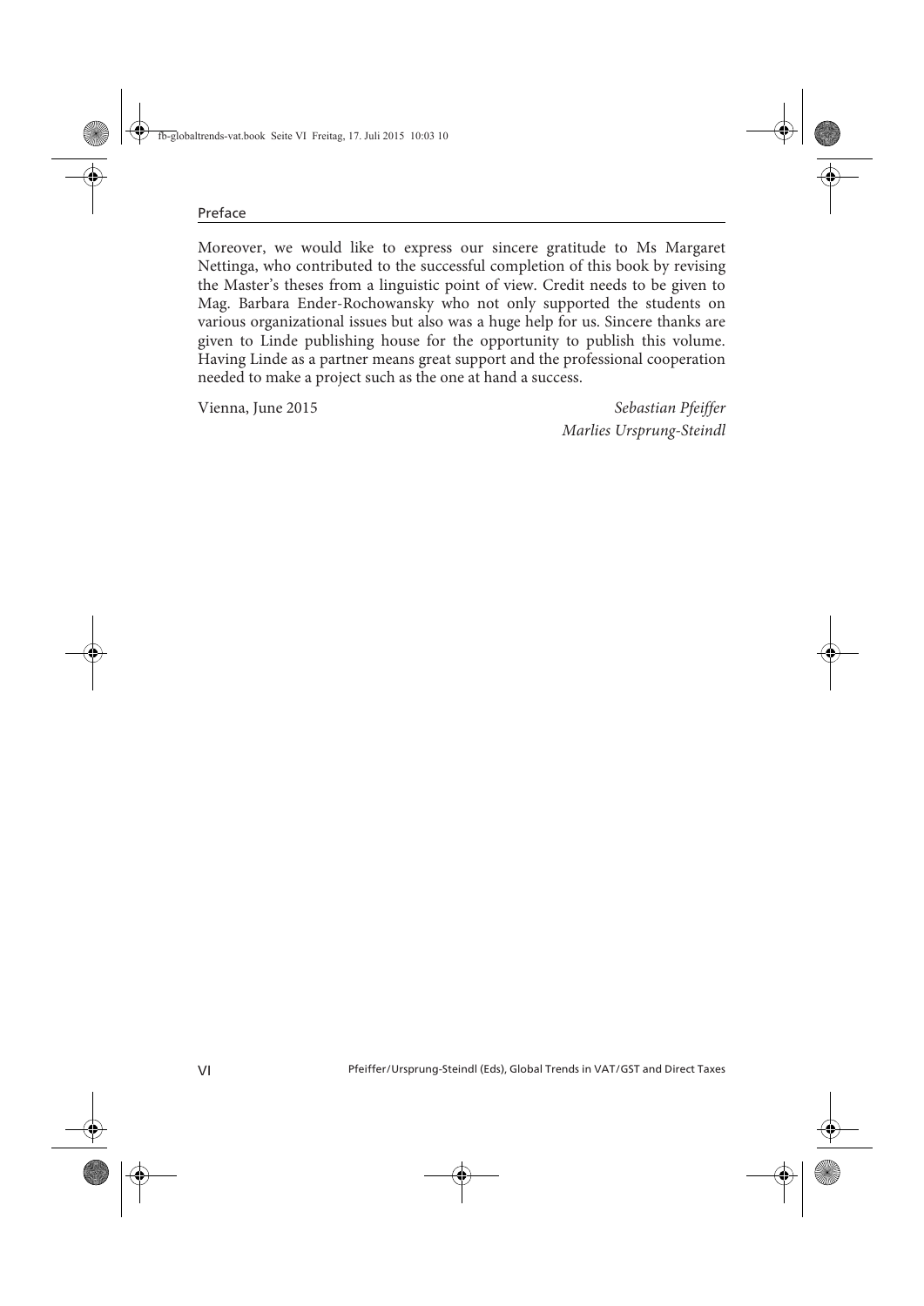Moreover, we would like to express our sincere gratitude to Ms Margaret Nettinga, who contributed to the successful completion of this book by revising the Master's theses from a linguistic point of view. Credit needs to be given to Mag. Barbara Ender-Rochowansky who not only supported the students on various organizational issues but also was a huge help for us. Sincere thanks are given to Linde publishing house for the opportunity to publish this volume. Having Linde as a partner means great support and the professional cooperation needed to make a project such as the one at hand a success.

Vienna, June 2015

*Sebastian Pfeiffer*
*Marlies Ursprung-Steindl*